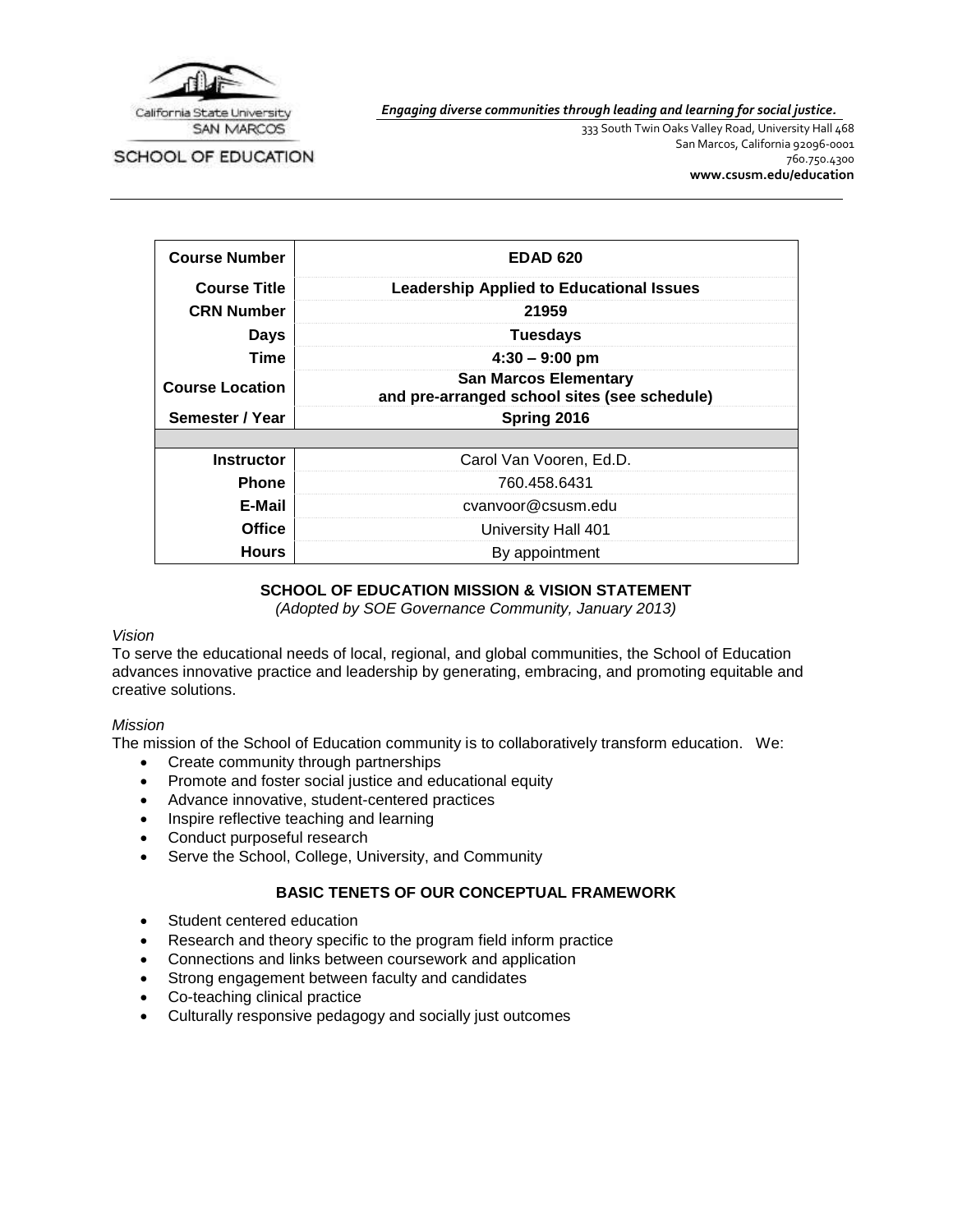California State University SAN MARCOS

SCHOOL OF EDUCATION

*Engaging diverse communities through leading and learning for social justice.*

333 South Twin Oaks Valley Road, University Hall 468
San Marcos, California 92096-0001
760.750.4300
**www.csusm.edu/education**

| | |
|---|---|
| **Course Number** | **EDAD 620** |
| **Course Title** | **Leadership Applied to Educational Issues** |
| **CRN Number** | **21959** |
| **Days** | **Tuesdays** |
| **Time** | **4:30 – 9:00 pm** |
| **Course Location** | **San Marcos Elementary and pre-arranged school sites (see schedule)** |
| **Semester / Year** | **Spring 2016** |
| | |
| **Instructor** | Carol Van Vooren, Ed.D. |
| **Phone** | 760.458.6431 |
| **E-Mail** | cvanvoor@csusm.edu |
| **Office** | University Hall 401 |
| **Hours** | By appointment |

## SCHOOL OF EDUCATION MISSION & VISION STATEMENT

*(Adopted by SOE Governance Community, January 2013)*

*Vision*

To serve the educational needs of local, regional, and global communities, the School of Education advances innovative practice and leadership by generating, embracing, and promoting equitable and creative solutions.

*Mission*

The mission of the School of Education community is to collaboratively transform education. We:

- Create community through partnerships
- Promote and foster social justice and educational equity
- Advance innovative, student-centered practices
- Inspire reflective teaching and learning
- Conduct purposeful research
- Serve the School, College, University, and Community

## BASIC TENETS OF OUR CONCEPTUAL FRAMEWORK

- Student centered education
- Research and theory specific to the program field inform practice
- Connections and links between coursework and application
- Strong engagement between faculty and candidates
- Co-teaching clinical practice
- Culturally responsive pedagogy and socially just outcomes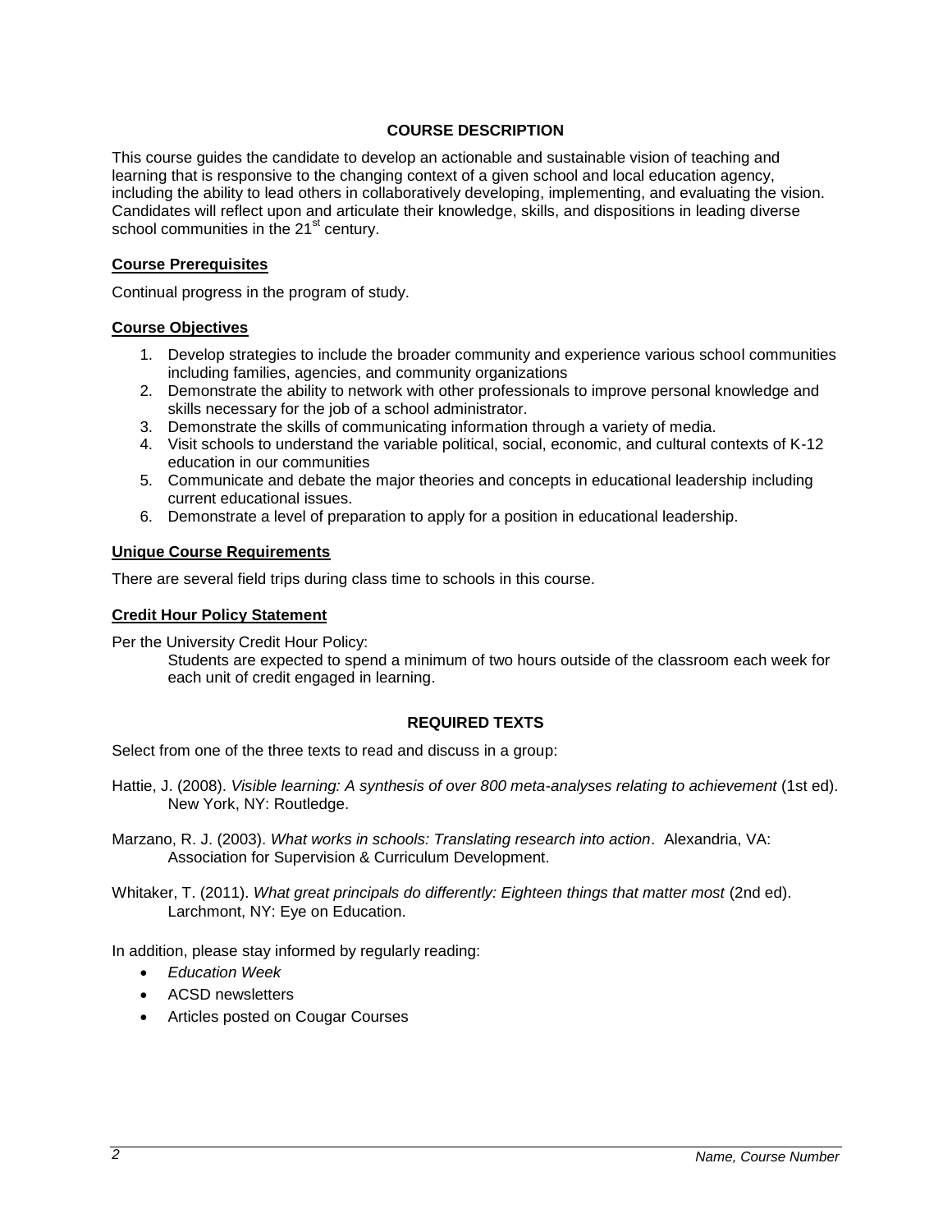## COURSE DESCRIPTION

This course guides the candidate to develop an actionable and sustainable vision of teaching and learning that is responsive to the changing context of a given school and local education agency, including the ability to lead others in collaboratively developing, implementing, and evaluating the vision. Candidates will reflect upon and articulate their knowledge, skills, and dispositions in leading diverse school communities in the 21st century.

### Course Prerequisites

Continual progress in the program of study.

### Course Objectives

1. Develop strategies to include the broader community and experience various school communities including families, agencies, and community organizations
2. Demonstrate the ability to network with other professionals to improve personal knowledge and skills necessary for the job of a school administrator.
3. Demonstrate the skills of communicating information through a variety of media.
4. Visit schools to understand the variable political, social, economic, and cultural contexts of K-12 education in our communities
5. Communicate and debate the major theories and concepts in educational leadership including current educational issues.
6. Demonstrate a level of preparation to apply for a position in educational leadership.

### Unique Course Requirements

There are several field trips during class time to schools in this course.

### Credit Hour Policy Statement

Per the University Credit Hour Policy:

> Students are expected to spend a minimum of two hours outside of the classroom each week for each unit of credit engaged in learning.

## REQUIRED TEXTS

Select from one of the three texts to read and discuss in a group:

Hattie, J. (2008). *Visible learning: A synthesis of over 800 meta-analyses relating to achievement* (1st ed). New York, NY: Routledge.

Marzano, R. J. (2003). *What works in schools: Translating research into action*. Alexandria, VA: Association for Supervision & Curriculum Development.

Whitaker, T. (2011). *What great principals do differently: Eighteen things that matter most* (2nd ed). Larchmont, NY: Eye on Education.

In addition, please stay informed by regularly reading:

- *Education Week*
- ACSD newsletters
- Articles posted on Cougar Courses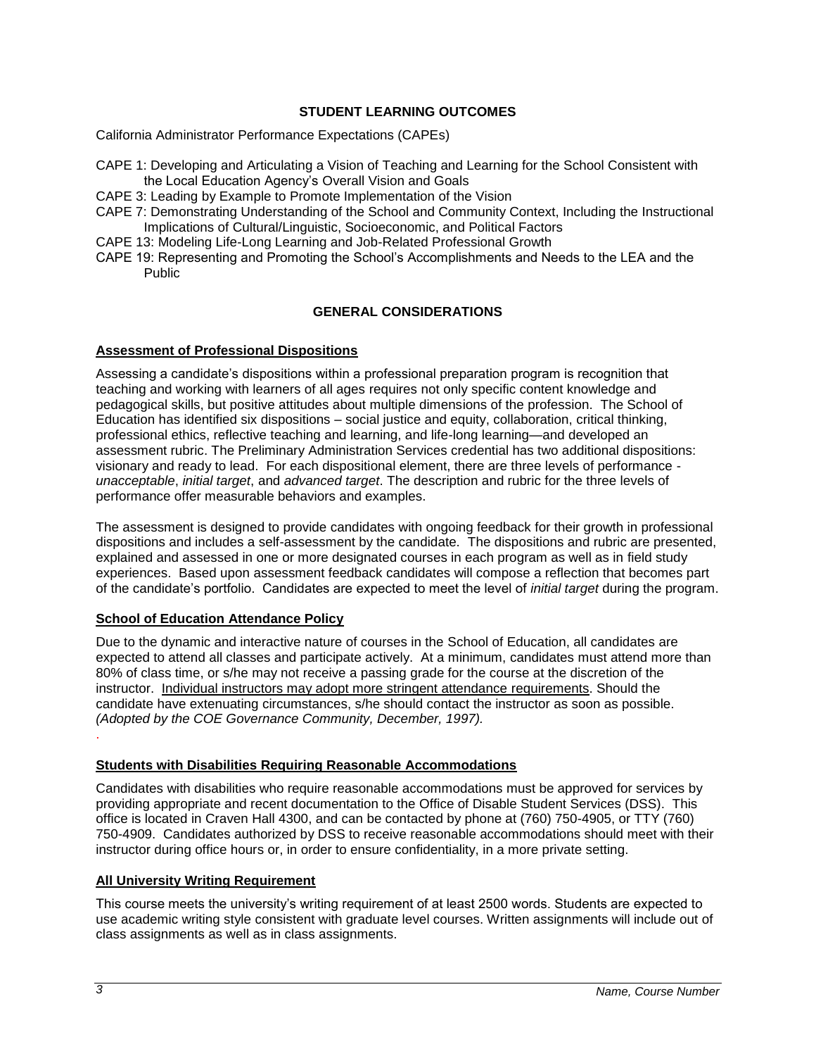## STUDENT LEARNING OUTCOMES

California Administrator Performance Expectations (CAPEs)

- CAPE 1: Developing and Articulating a Vision of Teaching and Learning for the School Consistent with the Local Education Agency's Overall Vision and Goals
- CAPE 3: Leading by Example to Promote Implementation of the Vision
- CAPE 7: Demonstrating Understanding of the School and Community Context, Including the Instructional Implications of Cultural/Linguistic, Socioeconomic, and Political Factors
- CAPE 13: Modeling Life-Long Learning and Job-Related Professional Growth
- CAPE 19: Representing and Promoting the School's Accomplishments and Needs to the LEA and the Public

## GENERAL CONSIDERATIONS

### Assessment of Professional Dispositions

Assessing a candidate's dispositions within a professional preparation program is recognition that teaching and working with learners of all ages requires not only specific content knowledge and pedagogical skills, but positive attitudes about multiple dimensions of the profession. The School of Education has identified six dispositions – social justice and equity, collaboration, critical thinking, professional ethics, reflective teaching and learning, and life-long learning—and developed an assessment rubric. The Preliminary Administration Services credential has two additional dispositions: visionary and ready to lead. For each dispositional element, there are three levels of performance - *unacceptable*, *initial target*, and *advanced target*. The description and rubric for the three levels of performance offer measurable behaviors and examples.

The assessment is designed to provide candidates with ongoing feedback for their growth in professional dispositions and includes a self-assessment by the candidate. The dispositions and rubric are presented, explained and assessed in one or more designated courses in each program as well as in field study experiences. Based upon assessment feedback candidates will compose a reflection that becomes part of the candidate's portfolio. Candidates are expected to meet the level of *initial target* during the program.

### School of Education Attendance Policy

Due to the dynamic and interactive nature of courses in the School of Education, all candidates are expected to attend all classes and participate actively. At a minimum, candidates must attend more than 80% of class time, or s/he may not receive a passing grade for the course at the discretion of the instructor. Individual instructors may adopt more stringent attendance requirements. Should the candidate have extenuating circumstances, s/he should contact the instructor as soon as possible. *(Adopted by the COE Governance Community, December, 1997).*

### Students with Disabilities Requiring Reasonable Accommodations

Candidates with disabilities who require reasonable accommodations must be approved for services by providing appropriate and recent documentation to the Office of Disable Student Services (DSS). This office is located in Craven Hall 4300, and can be contacted by phone at (760) 750-4905, or TTY (760) 750-4909. Candidates authorized by DSS to receive reasonable accommodations should meet with their instructor during office hours or, in order to ensure confidentiality, in a more private setting.

### All University Writing Requirement

This course meets the university's writing requirement of at least 2500 words. Students are expected to use academic writing style consistent with graduate level courses. Written assignments will include out of class assignments as well as in class assignments.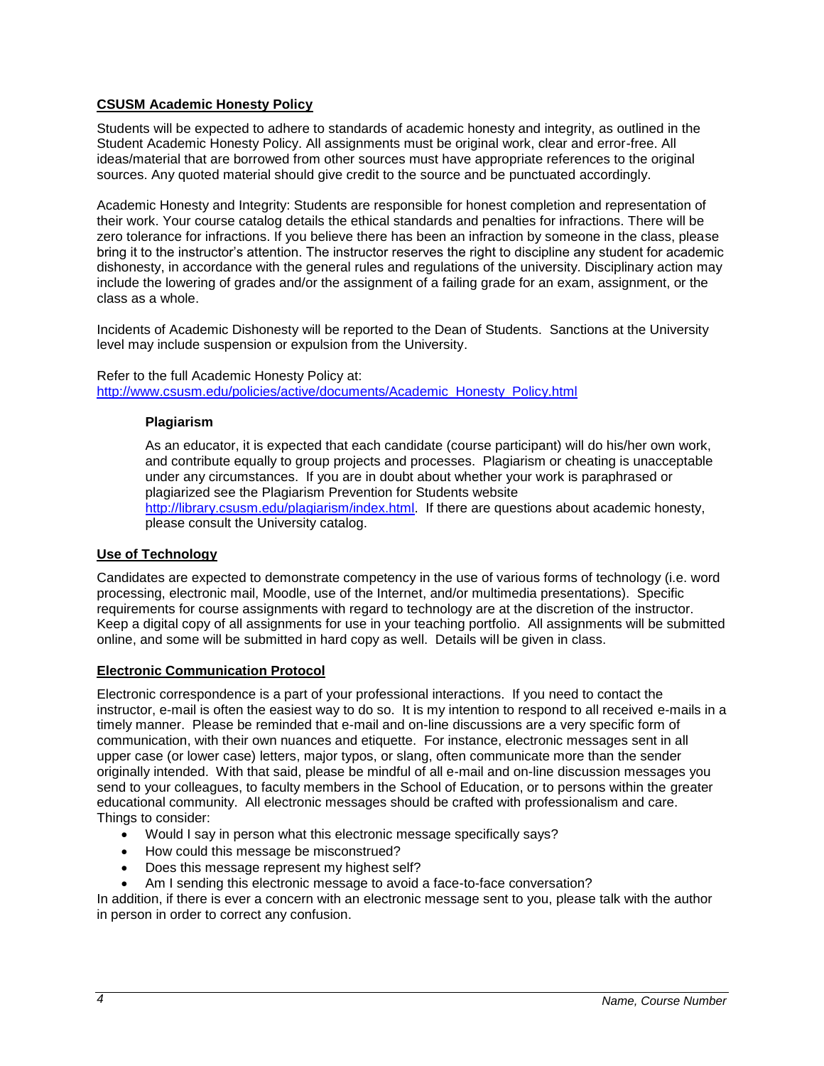## CSUSM Academic Honesty Policy

Students will be expected to adhere to standards of academic honesty and integrity, as outlined in the Student Academic Honesty Policy. All assignments must be original work, clear and error-free. All ideas/material that are borrowed from other sources must have appropriate references to the original sources. Any quoted material should give credit to the source and be punctuated accordingly.

Academic Honesty and Integrity: Students are responsible for honest completion and representation of their work. Your course catalog details the ethical standards and penalties for infractions. There will be zero tolerance for infractions. If you believe there has been an infraction by someone in the class, please bring it to the instructor's attention. The instructor reserves the right to discipline any student for academic dishonesty, in accordance with the general rules and regulations of the university. Disciplinary action may include the lowering of grades and/or the assignment of a failing grade for an exam, assignment, or the class as a whole.

Incidents of Academic Dishonesty will be reported to the Dean of Students. Sanctions at the University level may include suspension or expulsion from the University.

Refer to the full Academic Honesty Policy at:
http://www.csusm.edu/policies/active/documents/Academic_Honesty_Policy.html

### Plagiarism

As an educator, it is expected that each candidate (course participant) will do his/her own work, and contribute equally to group projects and processes. Plagiarism or cheating is unacceptable under any circumstances. If you are in doubt about whether your work is paraphrased or plagiarized see the Plagiarism Prevention for Students website http://library.csusm.edu/plagiarism/index.html. If there are questions about academic honesty, please consult the University catalog.

## Use of Technology

Candidates are expected to demonstrate competency in the use of various forms of technology (i.e. word processing, electronic mail, Moodle, use of the Internet, and/or multimedia presentations). Specific requirements for course assignments with regard to technology are at the discretion of the instructor. Keep a digital copy of all assignments for use in your teaching portfolio. All assignments will be submitted online, and some will be submitted in hard copy as well. Details will be given in class.

## Electronic Communication Protocol

Electronic correspondence is a part of your professional interactions. If you need to contact the instructor, e-mail is often the easiest way to do so. It is my intention to respond to all received e-mails in a timely manner. Please be reminded that e-mail and on-line discussions are a very specific form of communication, with their own nuances and etiquette. For instance, electronic messages sent in all upper case (or lower case) letters, major typos, or slang, often communicate more than the sender originally intended. With that said, please be mindful of all e-mail and on-line discussion messages you send to your colleagues, to faculty members in the School of Education, or to persons within the greater educational community. All electronic messages should be crafted with professionalism and care. Things to consider:

- Would I say in person what this electronic message specifically says?
- How could this message be misconstrued?
- Does this message represent my highest self?
- Am I sending this electronic message to avoid a face-to-face conversation?

In addition, if there is ever a concern with an electronic message sent to you, please talk with the author in person in order to correct any confusion.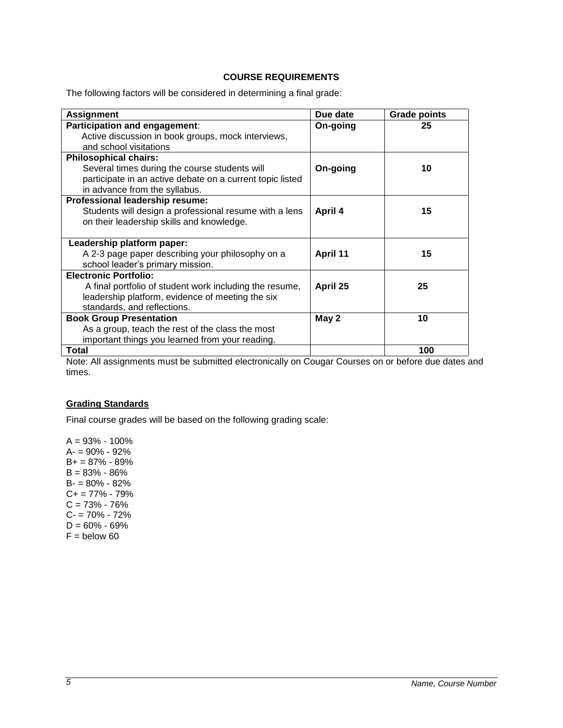## COURSE REQUIREMENTS

The following factors will be considered in determining a final grade:

| Assignment | Due date | Grade points |
|---|---|---|
| **Participation and engagement**: Active discussion in book groups, mock interviews, and school visitations | **On-going** | **25** |
| **Philosophical chairs:** Several times during the course students will participate in an active debate on a current topic listed in advance from the syllabus. | **On-going** | **10** |
| **Professional leadership resume:** Students will design a professional resume with a lens on their leadership skills and knowledge. | **April 4** | **15** |
| **Leadership platform paper:** A 2-3 page paper describing your philosophy on a school leader's primary mission. | **April 11** | **15** |
| **Electronic Portfolio:** A final portfolio of student work including the resume, leadership platform, evidence of meeting the six standards, and reflections. | **April 25** | **25** |
| **Book Group Presentation** As a group, teach the rest of the class the most important things you learned from your reading. | **May 2** | **10** |
| **Total** | | **100** |

Note: All assignments must be submitted electronically on Cougar Courses on or before due dates and times.

### Grading Standards

Final course grades will be based on the following grading scale:

A = 93% - 100%
A- = 90% - 92%
B+ = 87% - 89%
B = 83% - 86%
B- = 80% - 82%
C+ = 77% - 79%
C = 73% - 76%
C- = 70% - 72%
D = 60% - 69%
F = below 60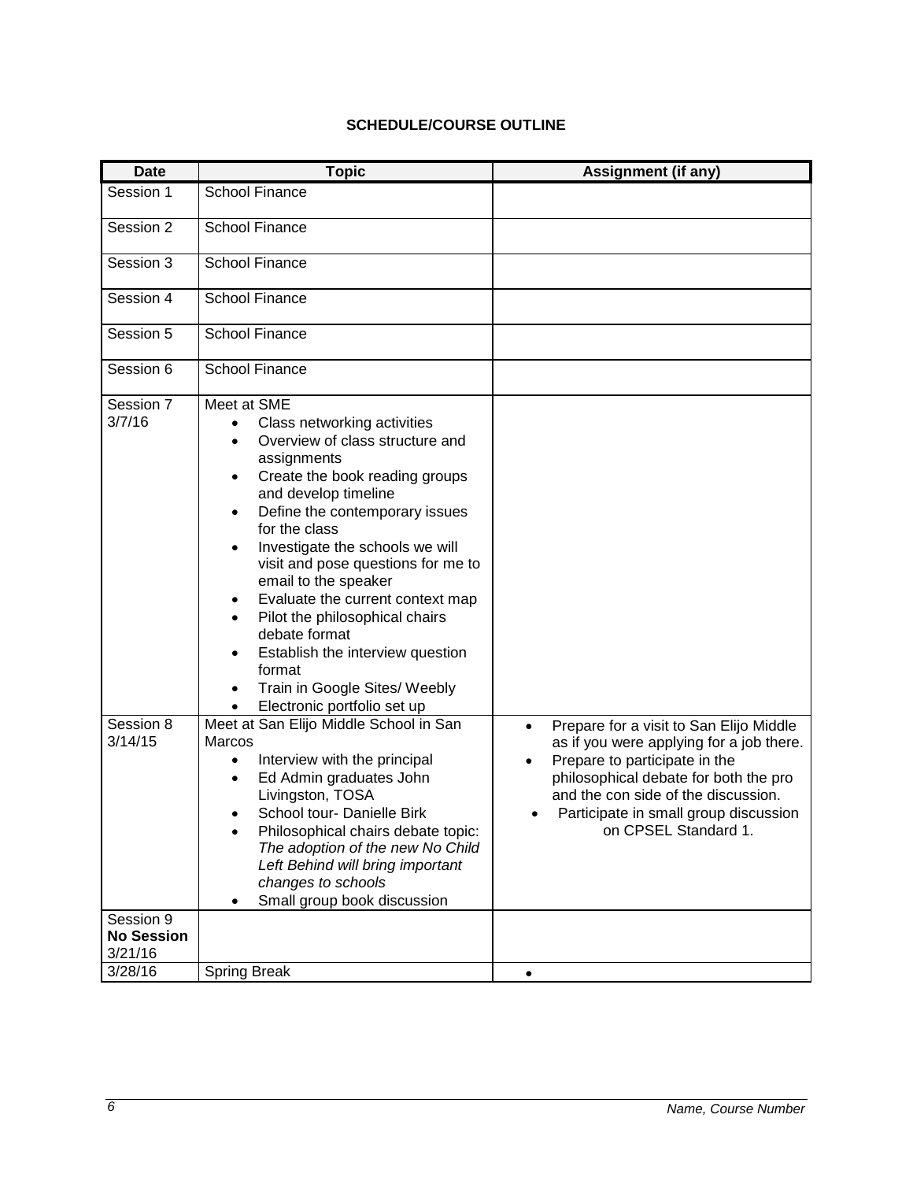**SCHEDULE/COURSE OUTLINE**

| Date | Topic | Assignment (if any) |
| --- | --- | --- |
| Session 1 | School Finance | |
| Session 2 | School Finance | |
| Session 3 | School Finance | |
| Session 4 | School Finance | |
| Session 5 | School Finance | |
| Session 6 | School Finance | |
| Session 7<br>3/7/16 | Meet at SME<br>• Class networking activities<br>• Overview of class structure and assignments<br>• Create the book reading groups and develop timeline<br>• Define the contemporary issues for the class<br>• Investigate the schools we will visit and pose questions for me to email to the speaker<br>• Evaluate the current context map<br>• Pilot the philosophical chairs debate format<br>• Establish the interview question format<br>• Train in Google Sites/ Weebly<br>• Electronic portfolio set up | |
| Session 8<br>3/14/15 | Meet at San Elijo Middle School in San Marcos<br>• Interview with the principal<br>• Ed Admin graduates John Livingston, TOSA<br>• School tour- Danielle Birk<br>• Philosophical chairs debate topic: *The adoption of the new No Child Left Behind will bring important changes to schools*<br>• Small group book discussion | • Prepare for a visit to San Elijo Middle as if you were applying for a job there.<br>• Prepare to participate in the philosophical debate for both the pro and the con side of the discussion.<br>• Participate in small group discussion on CPSEL Standard 1. |
| Session 9<br>**No Session**<br>3/21/16 | | |
| 3/28/16 | Spring Break | • |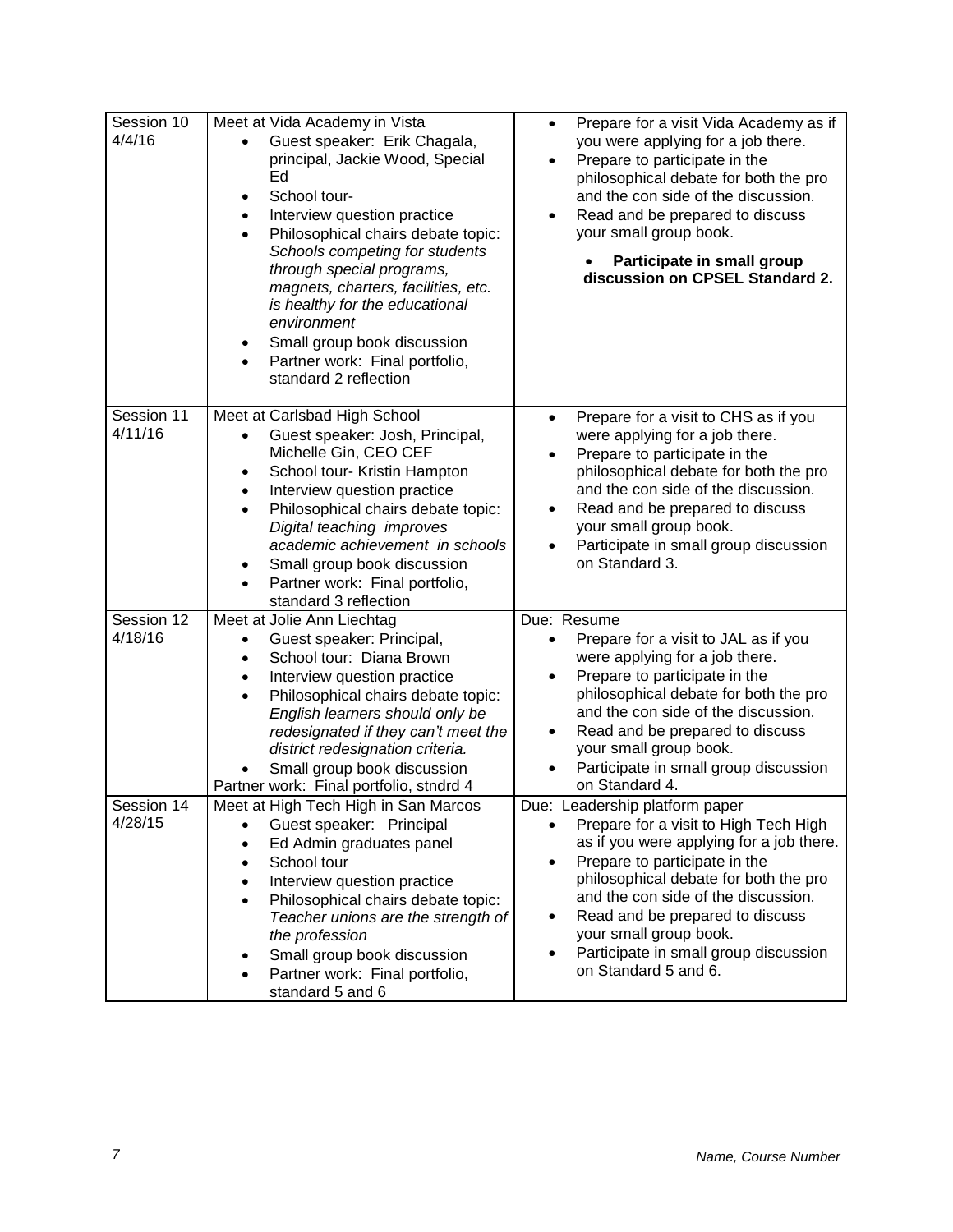| Session 10 4/4/16 | Meet at Vida Academy in Vista<br>• Guest speaker: Erik Chagala, principal, Jackie Wood, Special Ed<br>• School tour-<br>• Interview question practice<br>• Philosophical chairs debate topic: *Schools competing for students through special programs, magnets, charters, facilities, etc. is healthy for the educational environment*<br>• Small group book discussion<br>• Partner work: Final portfolio, standard 2 reflection | • Prepare for a visit Vida Academy as if you were applying for a job there.<br>• Prepare to participate in the philosophical debate for both the pro and the con side of the discussion.<br>• Read and be prepared to discuss your small group book.<br>• **Participate in small group discussion on CPSEL Standard 2.** |
|---|---|---|
| Session 11 4/11/16 | Meet at Carlsbad High School<br>• Guest speaker: Josh, Principal, Michelle Gin, CEO CEF<br>• School tour- Kristin Hampton<br>• Interview question practice<br>• Philosophical chairs debate topic: *Digital teaching improves academic achievement in schools*<br>• Small group book discussion<br>• Partner work: Final portfolio, standard 3 reflection | • Prepare for a visit to CHS as if you were applying for a job there.<br>• Prepare to participate in the philosophical debate for both the pro and the con side of the discussion.<br>• Read and be prepared to discuss your small group book.<br>• Participate in small group discussion on Standard 3. |
| Session 12 4/18/16 | Meet at Jolie Ann Liechtag<br>• Guest speaker: Principal,<br>• School tour: Diana Brown<br>• Interview question practice<br>• Philosophical chairs debate topic: *English learners should only be redesignated if they can't meet the district redesignation criteria.*<br>• Small group book discussion<br>Partner work: Final portfolio, stndrd 4 | Due: Resume<br>• Prepare for a visit to JAL as if you were applying for a job there.<br>• Prepare to participate in the philosophical debate for both the pro and the con side of the discussion.<br>• Read and be prepared to discuss your small group book.<br>• Participate in small group discussion on Standard 4. |
| Session 14 4/28/15 | Meet at High Tech High in San Marcos<br>• Guest speaker: Principal<br>• Ed Admin graduates panel<br>• School tour<br>• Interview question practice<br>• Philosophical chairs debate topic: *Teacher unions are the strength of the profession*<br>• Small group book discussion<br>• Partner work: Final portfolio, standard 5 and 6 | Due: Leadership platform paper<br>• Prepare for a visit to High Tech High as if you were applying for a job there.<br>• Prepare to participate in the philosophical debate for both the pro and the con side of the discussion.<br>• Read and be prepared to discuss your small group book.<br>• Participate in small group discussion on Standard 5 and 6. |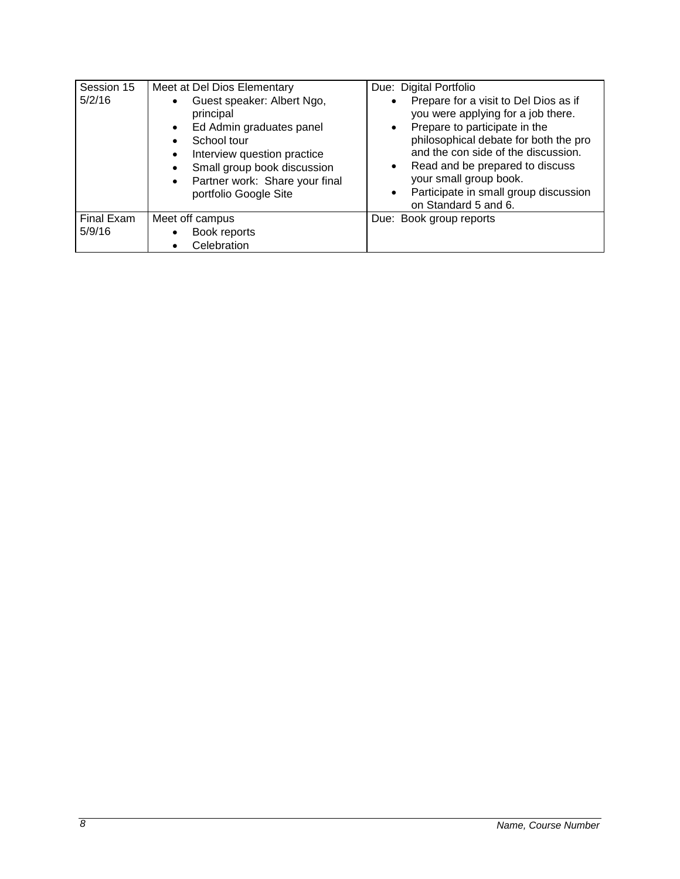| | | |
|---|---|---|
| Session 15<br>5/2/16 | Meet at Del Dios Elementary<br>• Guest speaker: Albert Ngo, principal<br>• Ed Admin graduates panel<br>• School tour<br>• Interview question practice<br>• Small group book discussion<br>• Partner work: Share your final portfolio Google Site | Due: Digital Portfolio<br>• Prepare for a visit to Del Dios as if you were applying for a job there.<br>• Prepare to participate in the philosophical debate for both the pro and the con side of the discussion.<br>• Read and be prepared to discuss your small group book.<br>• Participate in small group discussion on Standard 5 and 6. |
| Final Exam<br>5/9/16 | Meet off campus<br>• Book reports<br>• Celebration | Due: Book group reports |